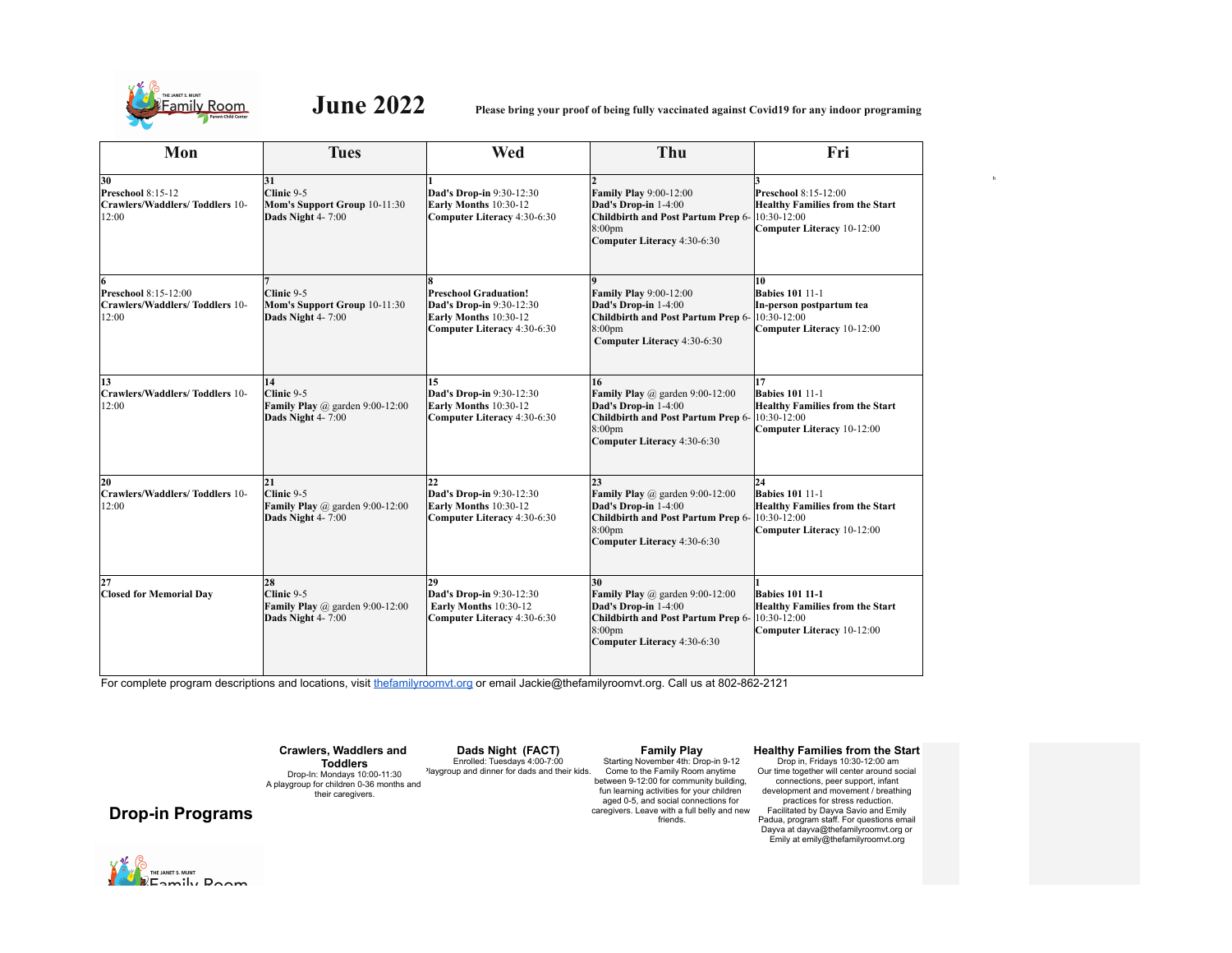# June 2022

**Please bring your proof of being fully vaccinated against Covid19 for any indoor programing**

| Mon | Tues | Wed | Thu | Fri |
|---|---|---|---|---|
| **30**<br>**Preschool** 8:15-12<br>**Crawlers/Waddlers/ Toddlers** 10-12:00 | **31**<br>**Clinic** 9-5<br>**Mom's Support Group** 10-11:30<br>**Dads Night** 4- 7:00 | **1**<br>**Dad's Drop-in** 9:30-12:30<br>**Early Months** 10:30-12<br>**Computer Literacy** 4:30-6:30 | **2**<br>**Family Play** 9:00-12:00<br>**Dad's Drop-in** 1-4:00<br>**Childbirth and Post Partum Prep** 6-8:00pm<br>**Computer Literacy** 4:30-6:30 | **3**<br>**Preschool** 8:15-12:00<br>**Healthy Families from the Start** 10:30-12:00<br>**Computer Literacy** 10-12:00 |
| **6**<br>**Preschool** 8:15-12:00<br>**Crawlers/Waddlers/ Toddlers** 10-12:00 | **7**<br>**Clinic** 9-5<br>**Mom's Support Group** 10-11:30<br>**Dads Night** 4- 7:00 | **8**<br>**Preschool Graduation!**<br>**Dad's Drop-in** 9:30-12:30<br>**Early Months** 10:30-12<br>**Computer Literacy** 4:30-6:30 | **9**<br>**Family Play** 9:00-12:00<br>**Dad's Drop-in** 1-4:00<br>**Childbirth and Post Partum Prep** 6-8:00pm<br>**Computer Literacy** 4:30-6:30 | **10**<br>**Babies 101** 11-1<br>**In-person postpartum tea** 10:30-12:00<br>**Computer Literacy** 10-12:00 |
| **13**<br>**Crawlers/Waddlers/ Toddlers** 10-12:00 | **14**<br>**Clinic** 9-5<br>**Family Play** @ garden 9:00-12:00<br>**Dads Night** 4- 7:00 | **15**<br>**Dad's Drop-in** 9:30-12:30<br>**Early Months** 10:30-12<br>**Computer Literacy** 4:30-6:30 | **16**<br>**Family Play** @ garden 9:00-12:00<br>**Dad's Drop-in** 1-4:00<br>**Childbirth and Post Partum Prep** 6-8:00pm<br>**Computer Literacy** 4:30-6:30 | **17**<br>**Babies 101** 11-1<br>**Healthy Families from the Start** 10:30-12:00<br>**Computer Literacy** 10-12:00 |
| **20**<br>**Crawlers/Waddlers/ Toddlers** 10-12:00 | **21**<br>**Clinic** 9-5<br>**Family Play** @ garden 9:00-12:00<br>**Dads Night** 4- 7:00 | **22**<br>**Dad's Drop-in** 9:30-12:30<br>**Early Months** 10:30-12<br>**Computer Literacy** 4:30-6:30 | **23**<br>**Family Play** @ garden 9:00-12:00<br>**Dad's Drop-in** 1-4:00<br>**Childbirth and Post Partum Prep** 6-8:00pm<br>**Computer Literacy** 4:30-6:30 | **24**<br>**Babies 101** 11-1<br>**Healthy Families from the Start** 10:30-12:00<br>**Computer Literacy** 10-12:00 |
| **27**<br>**Closed for Memorial Day** | **28**<br>**Clinic** 9-5<br>**Family Play** @ garden 9:00-12:00<br>**Dads Night** 4- 7:00 | **29**<br>**Dad's Drop-in** 9:30-12:30<br>**Early Months** 10:30-12<br>**Computer Literacy** 4:30-6:30 | **30**<br>**Family Play** @ garden 9:00-12:00<br>**Dad's Drop-in** 1-4:00<br>**Childbirth and Post Partum Prep** 6-8:00pm<br>**Computer Literacy** 4:30-6:30 | **1**<br>**Babies 101 11-1**<br>**Healthy Families from the Start** 10:30-12:00<br>**Computer Literacy** 10-12:00 |

For complete program descriptions and locations, visit thefamilyroomvt.org or email Jackie@thefamilyroomvt.org. Call us at 802-862-2121

## Drop-in Programs

**Crawlers, Waddlers and Toddlers**
Drop-In: Mondays 10:00-11:30
A playgroup for children 0-36 months and their caregivers.

**Dads Night (FACT)**
Enrolled: Tuesdays 4:00-7:00
Playgroup and dinner for dads and their kids.

**Family Play**
Starting November 4th: Drop-in 9-12
Come to the Family Room anytime between 9-12:00 for community building, fun learning activities for your children aged 0-5, and social connections for caregivers. Leave with a full belly and new friends.

**Healthy Families from the Start**
Drop in, Fridays 10:30-12:00 am
Our time together will center around social connections, peer support, infant development and movement / breathing practices for stress reduction.
Facilitated by Dayva Savio and Emily Padua, program staff. For questions email Dayva at dayva@thefamilyroomvt.org or Emily at emily@thefamilyroomvt.org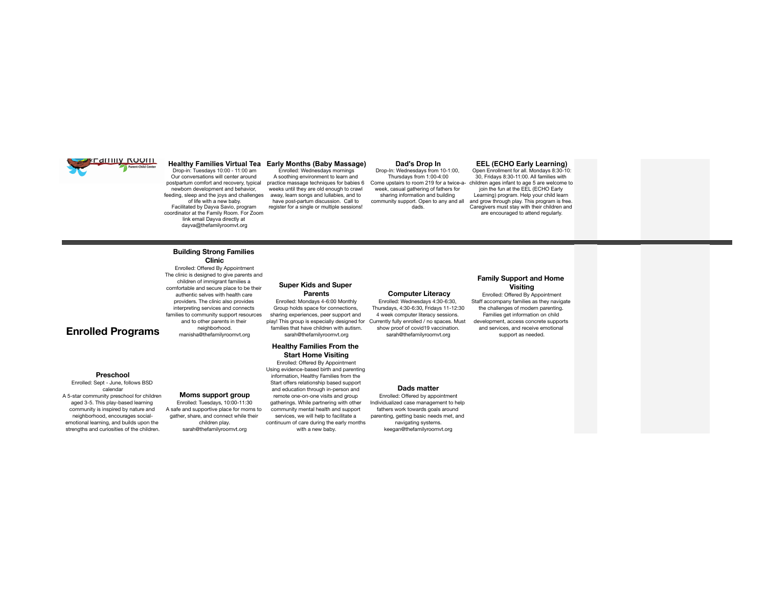Family Room Parent-Child Center

### Healthy Families Virtual Tea

Drop-in: Tuesdays 10:00 - 11:00 am
Our conversations will center around postpartum comfort and recovery, typical newborn development and behavior, feeding, sleep and the joys and challenges of life with a new baby.
Facilitated by Dayva Savio, program coordinator at the Family Room. For Zoom link email Dayva directly at dayva@thefamilyroomvt.org

### Early Months (Baby Massage)

Enrolled: Wednesdays mornings
A soothing environment to learn and practice massage techniques for babies 6 weeks until they are old enough to crawl away, learn songs and lullabies, and to have post-partum discussion. Call to register for a single or multiple sessions!

### Dad's Drop In

Drop-In: Wednesdays from 10-1:00, Thursdays from 1:00-4:00
Come upstairs to room 219 for a twice-a-week, casual gathering of fathers for sharing information and building community support. Open to any and all dads.

### EEL (ECHO Early Learning)

Open Enrollment for all. Mondays 8:30-10:30, Fridays 8:30-11:00. All families with children ages infant to age 5 are welcome to join the fun at the EEL (ECHO Early Learning) program. Help your child learn and grow through play. This program is free. Caregivers must stay with their children and are encouraged to attend regularly.

---

## Enrolled Programs

### Building Strong Families Clinic

Enrolled: Offered By Appointment
The clinic is designed to give parents and children of immigrant families a comfortable and secure place to be their authentic selves with health care providers. The clinic also provides interpreting services and connects families to community support resources and to other parents in their neighborhood.
manisha@thefamilyroomvt.org

### Super Kids and Super Parents

Enrolled: Mondays 4-6:00 Monthly
Group holds space for connections, sharing experiences, peer support and play! This group is especially designed for families that have children with autism.
sarah@thefamilyroomvt.org

### Computer Literacy

Enrolled: Wednesdays 4:30-6:30, Thursdays, 4:30-6:30, Fridays 11-12:30
4 week computer literacy sessions.
Currently fully enrolled / no spaces. Must show proof of covid19 vaccination.
sarah@thefamilyroomvt.org

### Family Support and Home Visiting

Enrolled: Offered By Appointment
Staff accompany families as they navigate the challenges of modern parenting. Families get information on child development, access concrete supports and services, and receive emotional support as needed.

### Preschool

Enrolled: Sept - June, follows BSD calendar
A 5-star community preschool for children aged 3-5. This play-based learning community is inspired by nature and neighborhood, encourages social-emotional learning, and builds upon the strengths and curiosities of the children.

### Moms support group

Enrolled: Tuesdays, 10:00-11:30
A safe and supportive place for moms to gather, share, and connect while their children play.
sarah@thefamilyroomvt.org

### Healthy Families From the Start Home Visiting

Enrolled: Offered By Appointment
Using evidence-based birth and parenting information, Healthy Families from the Start offers relationship based support and education through in-person and remote one-on-one visits and group gatherings. While partnering with other community mental health and support services, we will help to facilitate a continuum of care during the early months with a new baby.

### Dads matter

Enrolled: Offered by appointment
Individualized case management to help fathers work towards goals around parenting, getting basic needs met, and navigating systems.
keegan@thefamilyroomvt.org